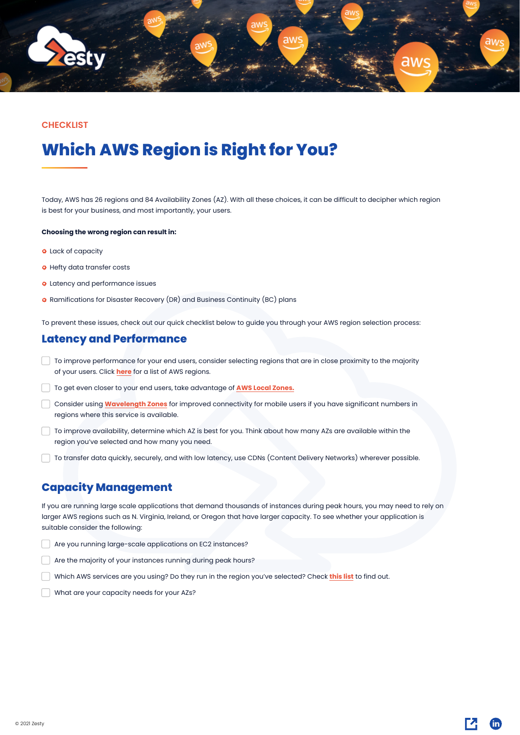CHECKLIST

# Which AWS Region is Right for You?

Today, AWS has 26 regions and 84 Availability Zones (AZ). With all these choices, it can be difficult to decipher which region is best for your business, and most importantly, your users.

**Choosing the wrong region can result in:**

- Lack of capacity
- Hefty data transfer costs
- Latency and performance issues
- Ramifications for Disaster Recovery (DR) and Business Continuity (BC) plans

To prevent these issues, check out our quick checklist below to guide you through your AWS region selection process:

## Latency and Performance

- [ ] To improve performance for your end users, consider selecting regions that are in close proximity to the majority of your users. Click **here** for a list of AWS regions.
- [ ] To get even closer to your end users, take advantage of **AWS Local Zones.**
- [ ] Consider using **Wavelength Zones** for improved connectivity for mobile users if you have significant numbers in regions where this service is available.
- [ ] To improve availability, determine which AZ is best for you. Think about how many AZs are available within the region you've selected and how many you need.
- [ ] To transfer data quickly, securely, and with low latency, use CDNs (Content Delivery Networks) wherever possible.

## Capacity Management

If you are running large scale applications that demand thousands of instances during peak hours, you may need to rely on larger AWS regions such as N. Virginia, Ireland, or Oregon that have larger capacity. To see whether your application is suitable consider the following:

- [ ] Are you running large-scale applications on EC2 instances?
- [ ] Are the majority of your instances running during peak hours?
- [ ] Which AWS services are you using? Do they run in the region you've selected? Check **this list** to find out.
- [ ] What are your capacity needs for your AZs?

© 2021 Zesty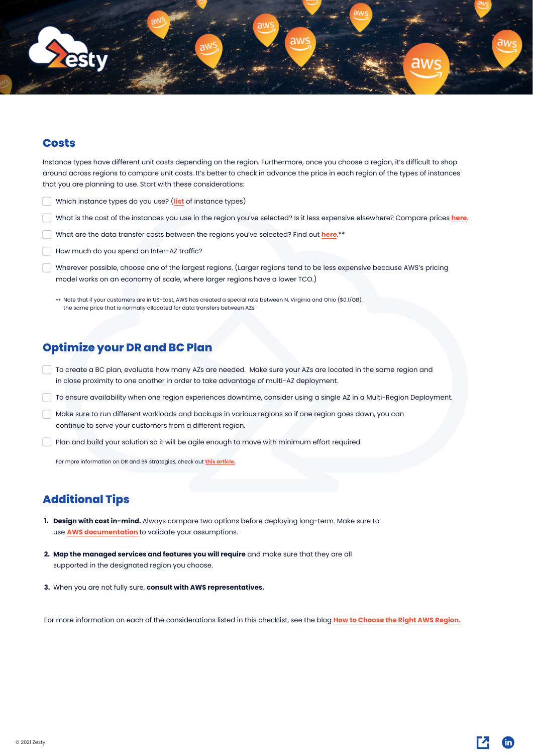## Costs

Instance types have different unit costs depending on the region. Furthermore, once you choose a region, it's difficult to shop around across regions to compare unit costs. It's better to check in advance the price in each region of the types of instances that you are planning to use. Start with these considerations:

- [ ] Which instance types do you use? (**list** of instance types)
- [ ] What is the cost of the instances you use in the region you've selected? Is it less expensive elsewhere? Compare prices **here**.
- [ ] What are the data transfer costs between the regions you've selected? Find out **here**.**
- [ ] How much do you spend on Inter-AZ traffic?
- [ ] Wherever possible, choose one of the largest regions. (Larger regions tend to be less expensive because AWS's pricing model works on an economy of scale, where larger regions have a lower TCO.)

** Note that if your customers are in US-East, AWS has created a special rate between N. Virginia and Ohio ($0.1/GB), the same price that is normally allocated for data transfers between AZs.

## Optimize your DR and BC Plan

- [ ] To create a BC plan, evaluate how many AZs are needed. Make sure your AZs are located in the same region and in close proximity to one another in order to take advantage of multi-AZ deployment.
- [ ] To ensure availability when one region experiences downtime, consider using a single AZ in a Multi-Region Deployment.
- [ ] Make sure to run different workloads and backups in various regions so if one region goes down, you can continue to serve your customers from a different region.
- [ ] Plan and build your solution so it will be agile enough to move with minimum effort required.

For more information on DR and BR strategies, check out **this article.**

## Additional Tips

1. **Design with cost in-mind.** Always compare two options before deploying long-term. Make sure to use **AWS documentation** to validate your assumptions.
2. **Map the managed services and features you will require** and make sure that they are all supported in the designated region you choose.
3. When you are not fully sure, **consult with AWS representatives.**

For more information on each of the considerations listed in this checklist, see the blog **How to Choose the Right AWS Region.**

© 2021 Zesty